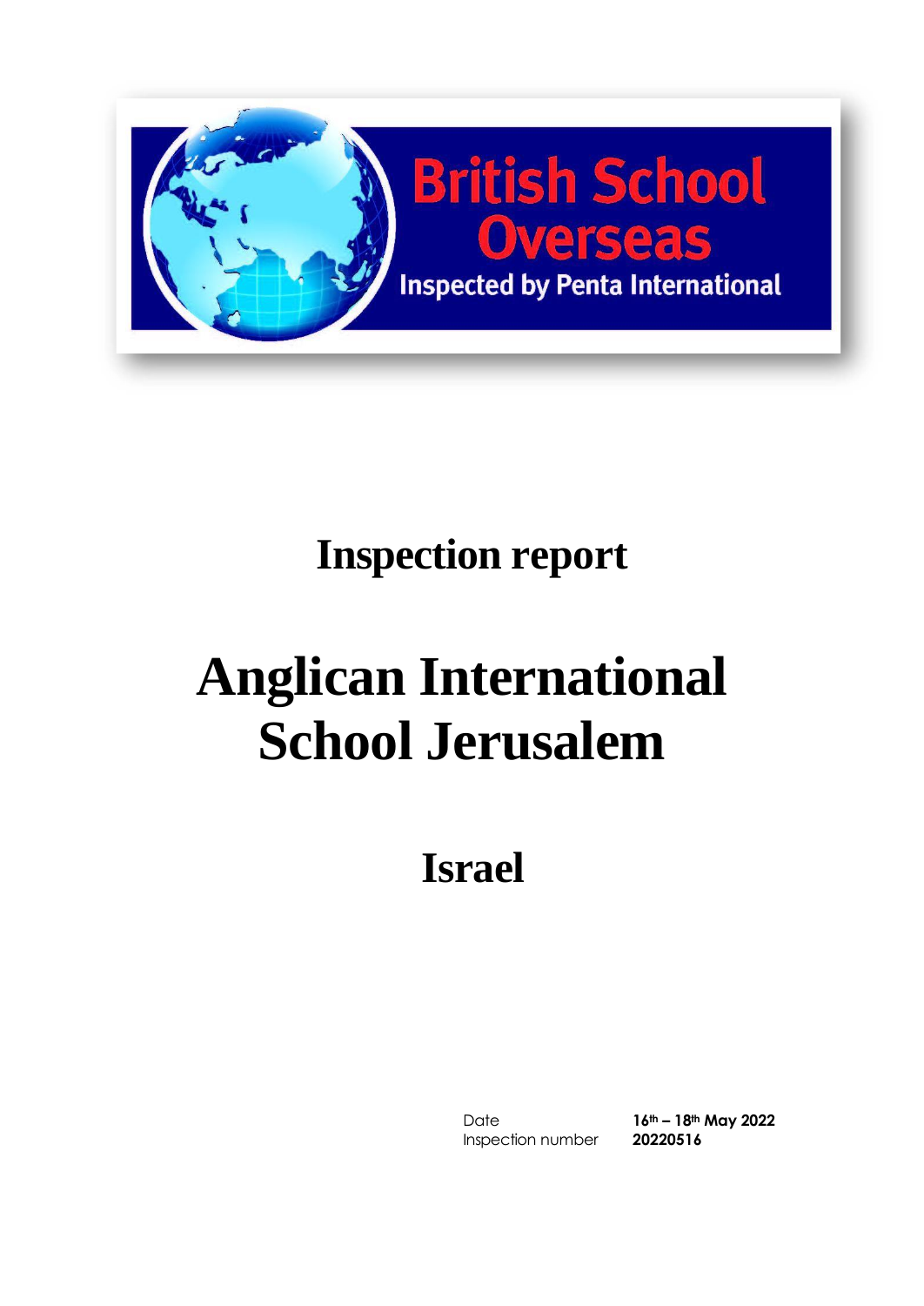British School Overseas

Inspected by Penta International

# Inspection report

# Anglican International School Jerusalem

## Israel

| | |
|---|---|
| Date | **16th – 18th May 2022** |
| Inspection number | **20220516** |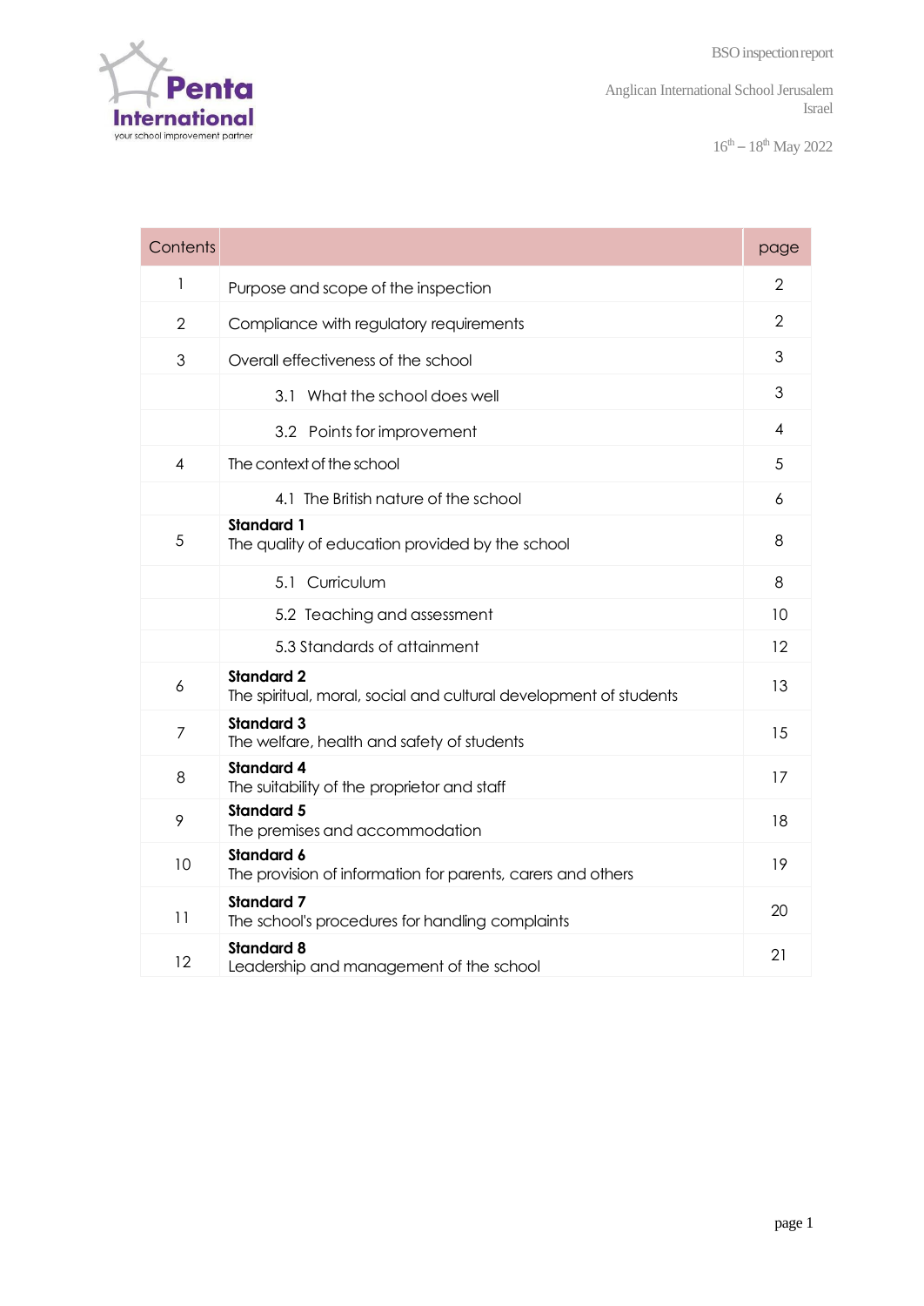| Contents | | page |
|---|---|---|
| 1 | Purpose and scope of the inspection | 2 |
| 2 | Compliance with regulatory requirements | 2 |
| 3 | Overall effectiveness of the school | 3 |
| | 3.1 What the school does well | 3 |
| | 3.2 Points for improvement | 4 |
| 4 | The context of the school | 5 |
| | 4.1 The British nature of the school | 6 |
| 5 | **Standard 1**<br>The quality of education provided by the school | 8 |
| | 5.1 Curriculum | 8 |
| | 5.2 Teaching and assessment | 10 |
| | 5.3 Standards of attainment | 12 |
| 6 | **Standard 2**<br>The spiritual, moral, social and cultural development of students | 13 |
| 7 | **Standard 3**<br>The welfare, health and safety of students | 15 |
| 8 | **Standard 4**<br>The suitability of the proprietor and staff | 17 |
| 9 | **Standard 5**<br>The premises and accommodation | 18 |
| 10 | **Standard 6**<br>The provision of information for parents, carers and others | 19 |
| 11 | **Standard 7**<br>The school's procedures for handling complaints | 20 |
| 12 | **Standard 8**<br>Leadership and management of the school | 21 |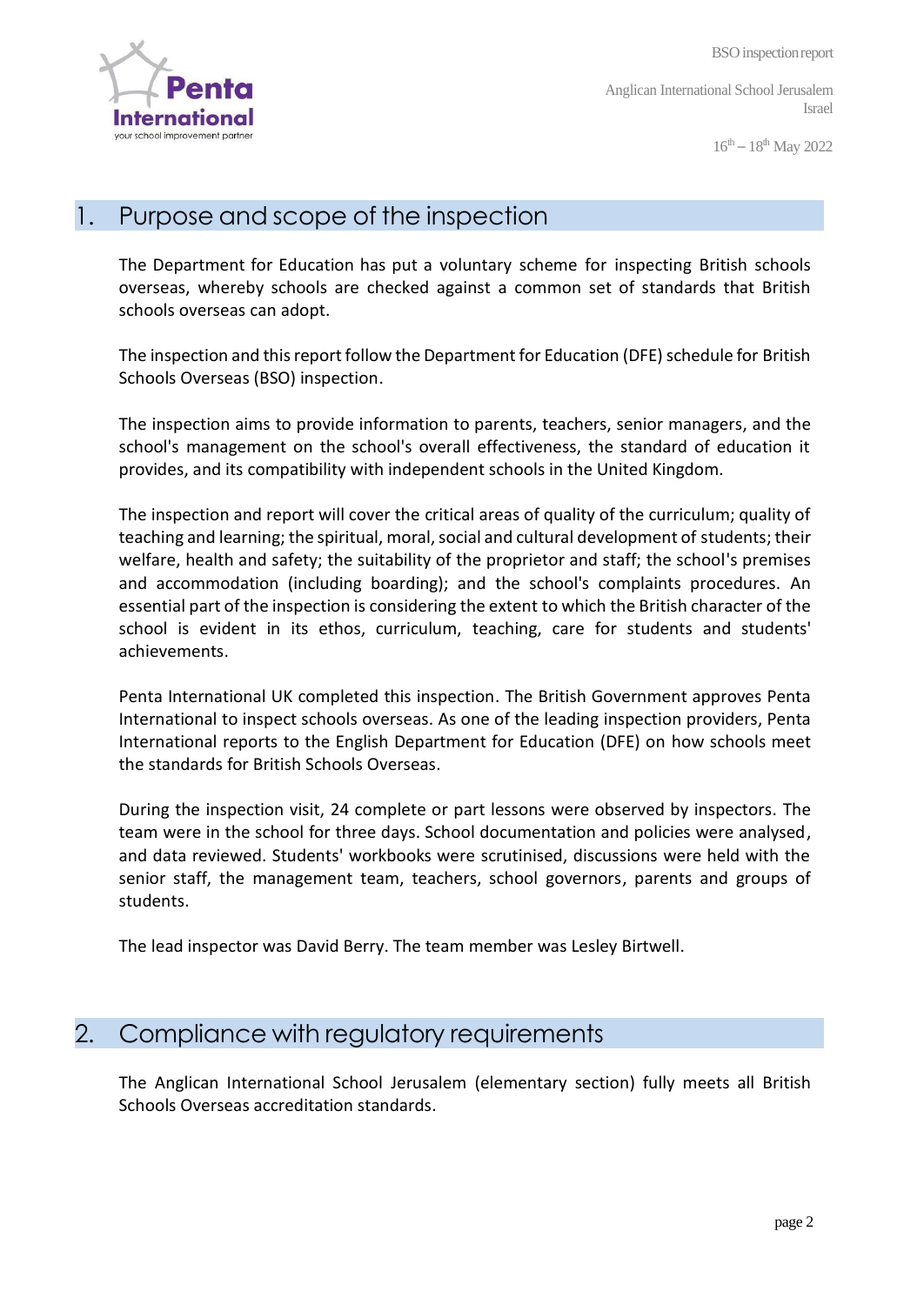## 1. Purpose and scope of the inspection

The Department for Education has put a voluntary scheme for inspecting British schools overseas, whereby schools are checked against a common set of standards that British schools overseas can adopt.

The inspection and this report follow the Department for Education (DFE) schedule for British Schools Overseas (BSO) inspection.

The inspection aims to provide information to parents, teachers, senior managers, and the school's management on the school's overall effectiveness, the standard of education it provides, and its compatibility with independent schools in the United Kingdom.

The inspection and report will cover the critical areas of quality of the curriculum; quality of teaching and learning; the spiritual, moral, social and cultural development of students; their welfare, health and safety; the suitability of the proprietor and staff; the school's premises and accommodation (including boarding); and the school's complaints procedures. An essential part of the inspection is considering the extent to which the British character of the school is evident in its ethos, curriculum, teaching, care for students and students' achievements.

Penta International UK completed this inspection. The British Government approves Penta International to inspect schools overseas. As one of the leading inspection providers, Penta International reports to the English Department for Education (DFE) on how schools meet the standards for British Schools Overseas.

During the inspection visit, 24 complete or part lessons were observed by inspectors. The team were in the school for three days. School documentation and policies were analysed, and data reviewed. Students' workbooks were scrutinised, discussions were held with the senior staff, the management team, teachers, school governors, parents and groups of students.

The lead inspector was David Berry. The team member was Lesley Birtwell.

## 2. Compliance with regulatory requirements

The Anglican International School Jerusalem (elementary section) fully meets all British Schools Overseas accreditation standards.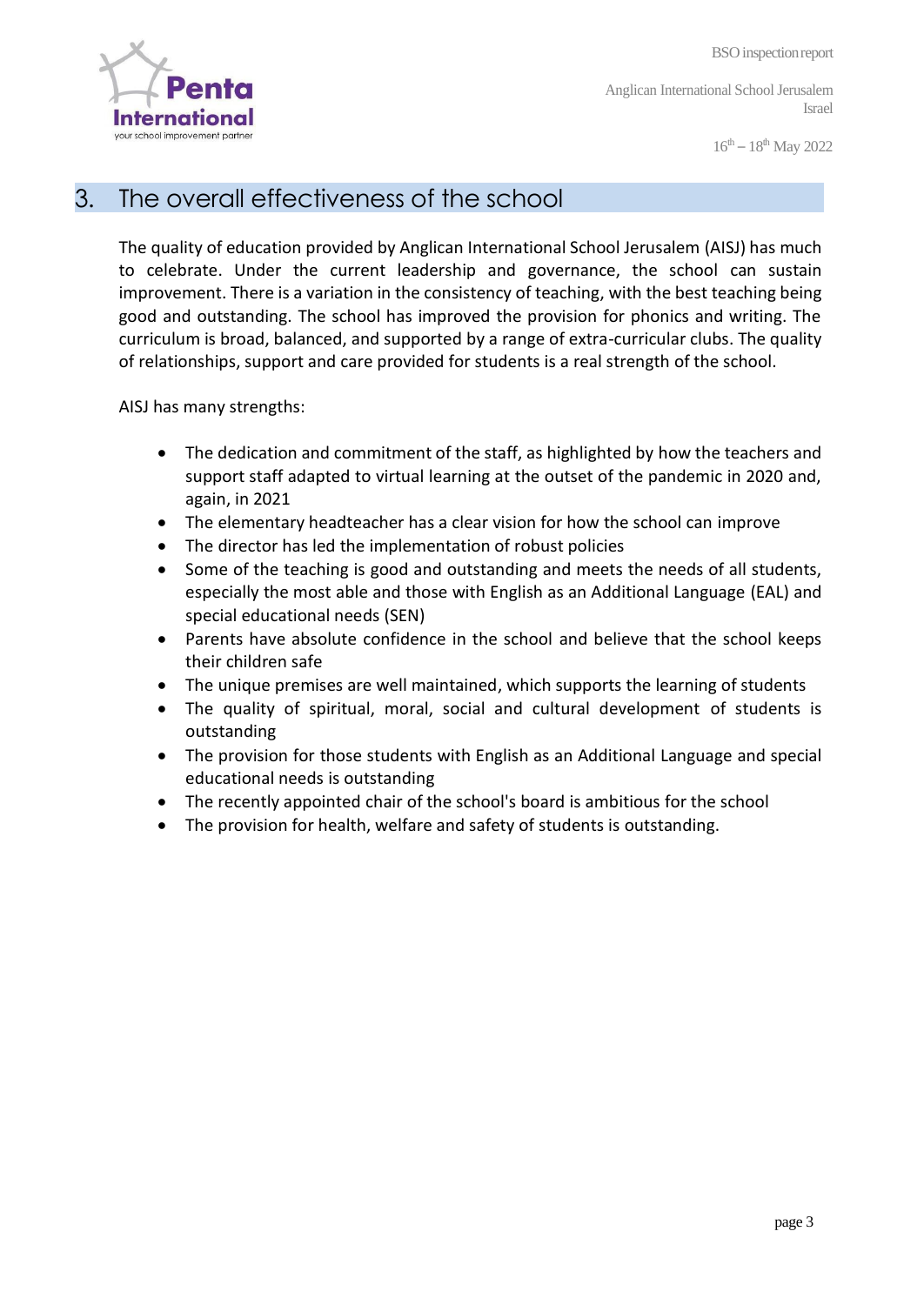## 3. The overall effectiveness of the school

The quality of education provided by Anglican International School Jerusalem (AISJ) has much to celebrate. Under the current leadership and governance, the school can sustain improvement. There is a variation in the consistency of teaching, with the best teaching being good and outstanding. The school has improved the provision for phonics and writing. The curriculum is broad, balanced, and supported by a range of extra-curricular clubs. The quality of relationships, support and care provided for students is a real strength of the school.

AISJ has many strengths:

- The dedication and commitment of the staff, as highlighted by how the teachers and support staff adapted to virtual learning at the outset of the pandemic in 2020 and, again, in 2021
- The elementary headteacher has a clear vision for how the school can improve
- The director has led the implementation of robust policies
- Some of the teaching is good and outstanding and meets the needs of all students, especially the most able and those with English as an Additional Language (EAL) and special educational needs (SEN)
- Parents have absolute confidence in the school and believe that the school keeps their children safe
- The unique premises are well maintained, which supports the learning of students
- The quality of spiritual, moral, social and cultural development of students is outstanding
- The provision for those students with English as an Additional Language and special educational needs is outstanding
- The recently appointed chair of the school's board is ambitious for the school
- The provision for health, welfare and safety of students is outstanding.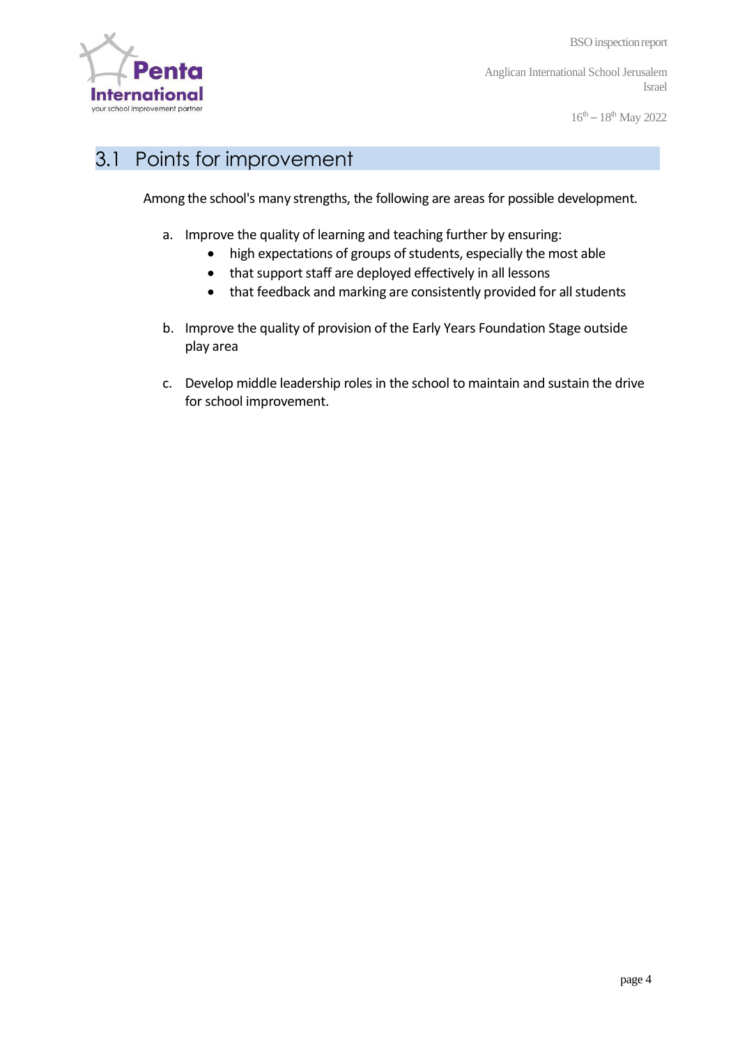## 3.1 Points for improvement

Among the school's many strengths, the following are areas for possible development.

a. Improve the quality of learning and teaching further by ensuring:
   - high expectations of groups of students, especially the most able
   - that support staff are deployed effectively in all lessons
   - that feedback and marking are consistently provided for all students

b. Improve the quality of provision of the Early Years Foundation Stage outside play area

c. Develop middle leadership roles in the school to maintain and sustain the drive for school improvement.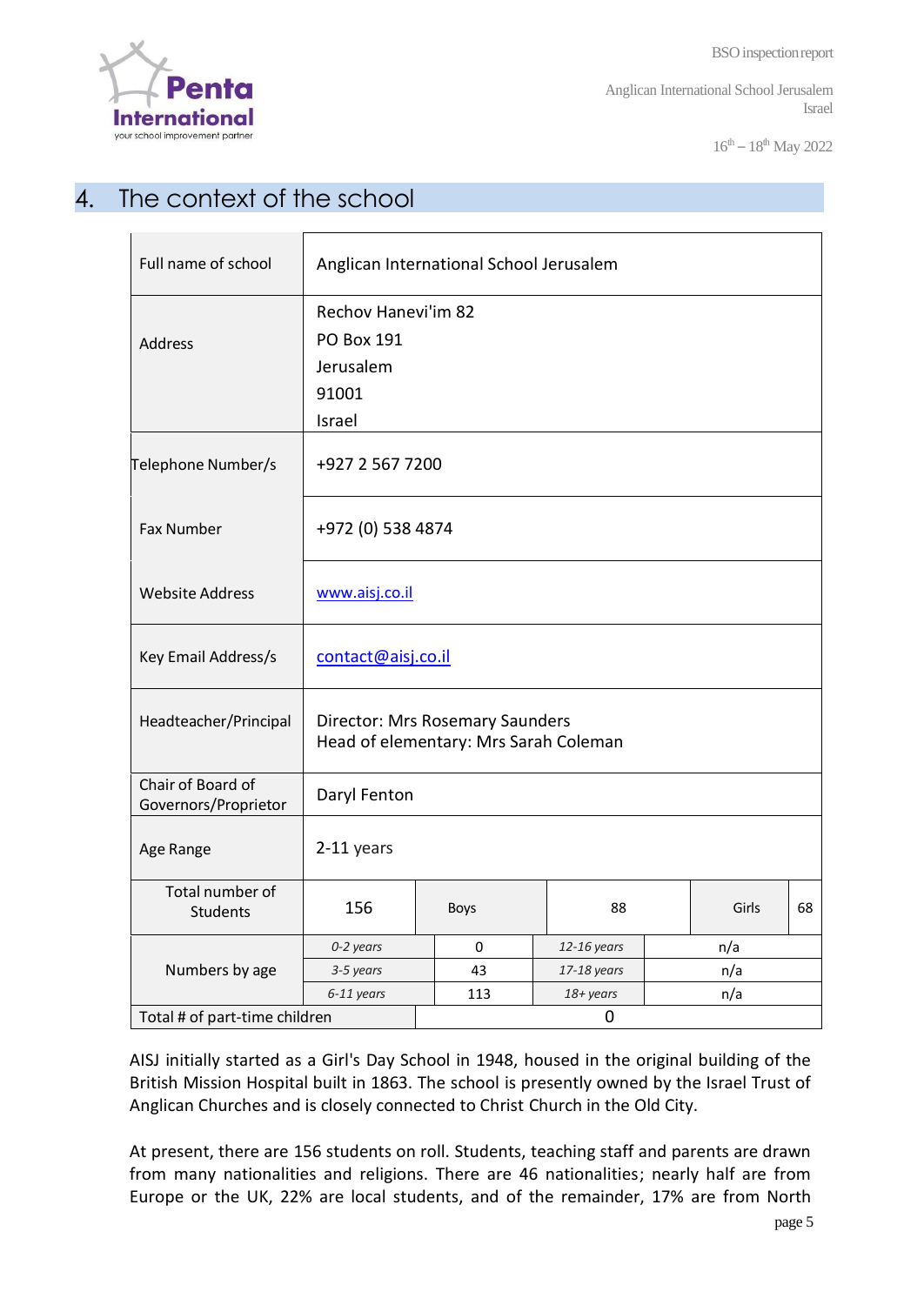## 4. The context of the school

| Full name of school | Anglican International School Jerusalem | | | | |
|---|---|---|---|---|---|
| Address | Rechov Hanevi'im 82<br>PO Box 191<br>Jerusalem<br>91001<br>Israel | | | | |
| Telephone Number/s | +927 2 567 7200 | | | | |
| Fax Number | +972 (0) 538 4874 | | | | |
| Website Address | www.aisj.co.il | | | | |
| Key Email Address/s | contact@aisj.co.il | | | | |
| Headteacher/Principal | Director: Mrs Rosemary Saunders<br>Head of elementary: Mrs Sarah Coleman | | | | |
| Chair of Board of Governors/Proprietor | Daryl Fenton | | | | |
| Age Range | 2-11 years | | | | |
| Total number of Students | 156 | Boys | 88 | Girls | 68 |
| Numbers by age | *0-2 years* | 0 | *12-16 years* | n/a | |
| | *3-5 years* | 43 | *17-18 years* | n/a | |
| | *6-11 years* | 113 | *18+ years* | n/a | |
| Total # of part-time children | | 0 | | | |

AISJ initially started as a Girl's Day School in 1948, housed in the original building of the British Mission Hospital built in 1863. The school is presently owned by the Israel Trust of Anglican Churches and is closely connected to Christ Church in the Old City.

At present, there are 156 students on roll. Students, teaching staff and parents are drawn from many nationalities and religions. There are 46 nationalities; nearly half are from Europe or the UK, 22% are local students, and of the remainder, 17% are from North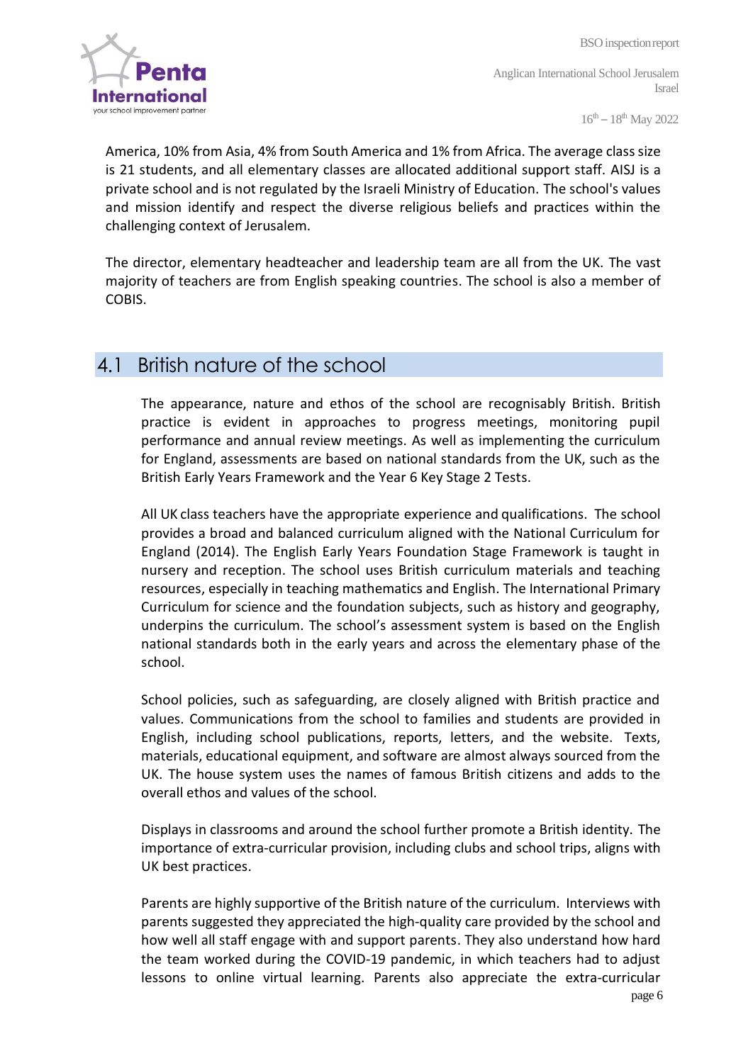America, 10% from Asia, 4% from South America and 1% from Africa. The average class size is 21 students, and all elementary classes are allocated additional support staff. AISJ is a private school and is not regulated by the Israeli Ministry of Education. The school's values and mission identify and respect the diverse religious beliefs and practices within the challenging context of Jerusalem.

The director, elementary headteacher and leadership team are all from the UK. The vast majority of teachers are from English speaking countries. The school is also a member of COBIS.

## 4.1 British nature of the school

The appearance, nature and ethos of the school are recognisably British. British practice is evident in approaches to progress meetings, monitoring pupil performance and annual review meetings. As well as implementing the curriculum for England, assessments are based on national standards from the UK, such as the British Early Years Framework and the Year 6 Key Stage 2 Tests.

All UK class teachers have the appropriate experience and qualifications. The school provides a broad and balanced curriculum aligned with the National Curriculum for England (2014). The English Early Years Foundation Stage Framework is taught in nursery and reception. The school uses British curriculum materials and teaching resources, especially in teaching mathematics and English. The International Primary Curriculum for science and the foundation subjects, such as history and geography, underpins the curriculum. The school's assessment system is based on the English national standards both in the early years and across the elementary phase of the school.

School policies, such as safeguarding, are closely aligned with British practice and values. Communications from the school to families and students are provided in English, including school publications, reports, letters, and the website. Texts, materials, educational equipment, and software are almost always sourced from the UK. The house system uses the names of famous British citizens and adds to the overall ethos and values of the school.

Displays in classrooms and around the school further promote a British identity. The importance of extra-curricular provision, including clubs and school trips, aligns with UK best practices.

Parents are highly supportive of the British nature of the curriculum. Interviews with parents suggested they appreciated the high-quality care provided by the school and how well all staff engage with and support parents. They also understand how hard the team worked during the COVID-19 pandemic, in which teachers had to adjust lessons to online virtual learning. Parents also appreciate the extra-curricular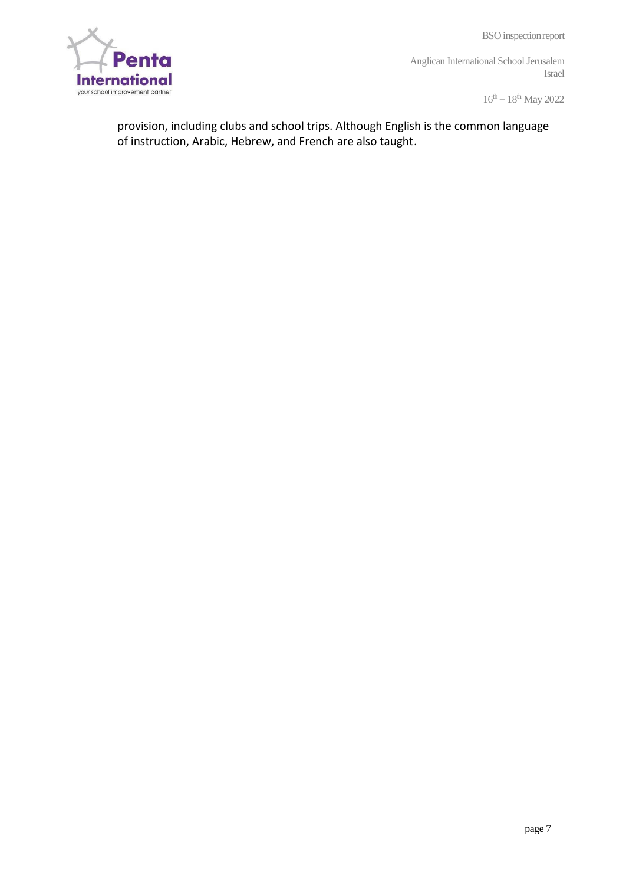provision, including clubs and school trips. Although English is the common language of instruction, Arabic, Hebrew, and French are also taught.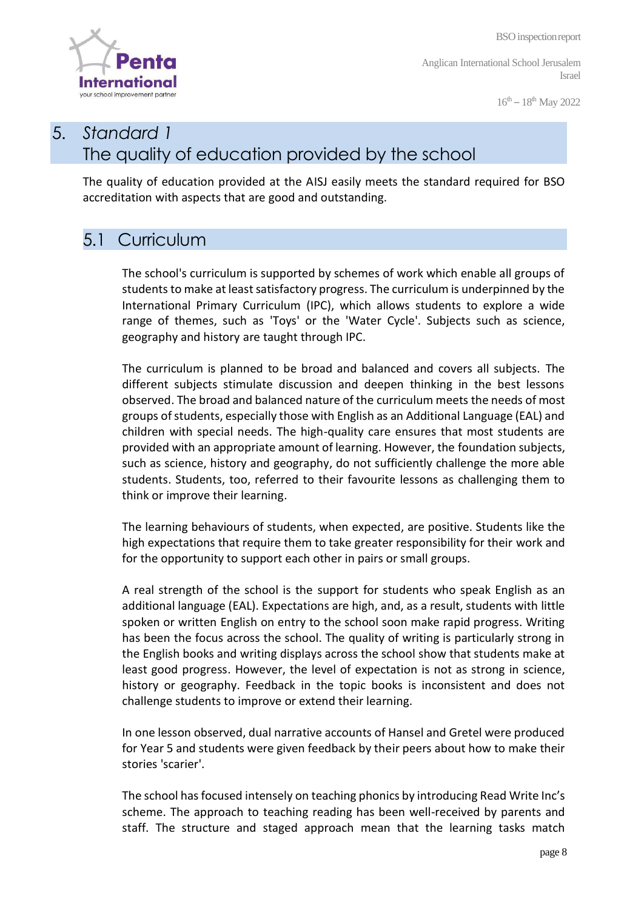# 5. *Standard 1* The quality of education provided by the school

The quality of education provided at the AISJ easily meets the standard required for BSO accreditation with aspects that are good and outstanding.

## 5.1 Curriculum

The school's curriculum is supported by schemes of work which enable all groups of students to make at least satisfactory progress. The curriculum is underpinned by the International Primary Curriculum (IPC), which allows students to explore a wide range of themes, such as 'Toys' or the 'Water Cycle'. Subjects such as science, geography and history are taught through IPC.

The curriculum is planned to be broad and balanced and covers all subjects. The different subjects stimulate discussion and deepen thinking in the best lessons observed. The broad and balanced nature of the curriculum meets the needs of most groups of students, especially those with English as an Additional Language (EAL) and children with special needs. The high-quality care ensures that most students are provided with an appropriate amount of learning. However, the foundation subjects, such as science, history and geography, do not sufficiently challenge the more able students. Students, too, referred to their favourite lessons as challenging them to think or improve their learning.

The learning behaviours of students, when expected, are positive. Students like the high expectations that require them to take greater responsibility for their work and for the opportunity to support each other in pairs or small groups.

A real strength of the school is the support for students who speak English as an additional language (EAL). Expectations are high, and, as a result, students with little spoken or written English on entry to the school soon make rapid progress. Writing has been the focus across the school. The quality of writing is particularly strong in the English books and writing displays across the school show that students make at least good progress. However, the level of expectation is not as strong in science, history or geography. Feedback in the topic books is inconsistent and does not challenge students to improve or extend their learning.

In one lesson observed, dual narrative accounts of Hansel and Gretel were produced for Year 5 and students were given feedback by their peers about how to make their stories 'scarier'.

The school has focused intensely on teaching phonics by introducing Read Write Inc's scheme. The approach to teaching reading has been well-received by parents and staff. The structure and staged approach mean that the learning tasks match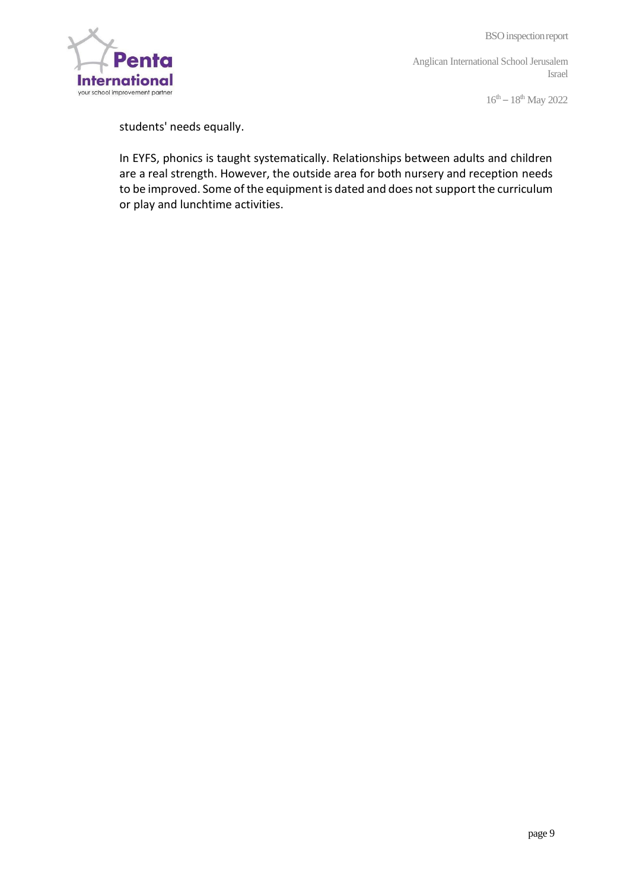students' needs equally.

In EYFS, phonics is taught systematically. Relationships between adults and children are a real strength. However, the outside area for both nursery and reception needs to be improved. Some of the equipment is dated and does not support the curriculum or play and lunchtime activities.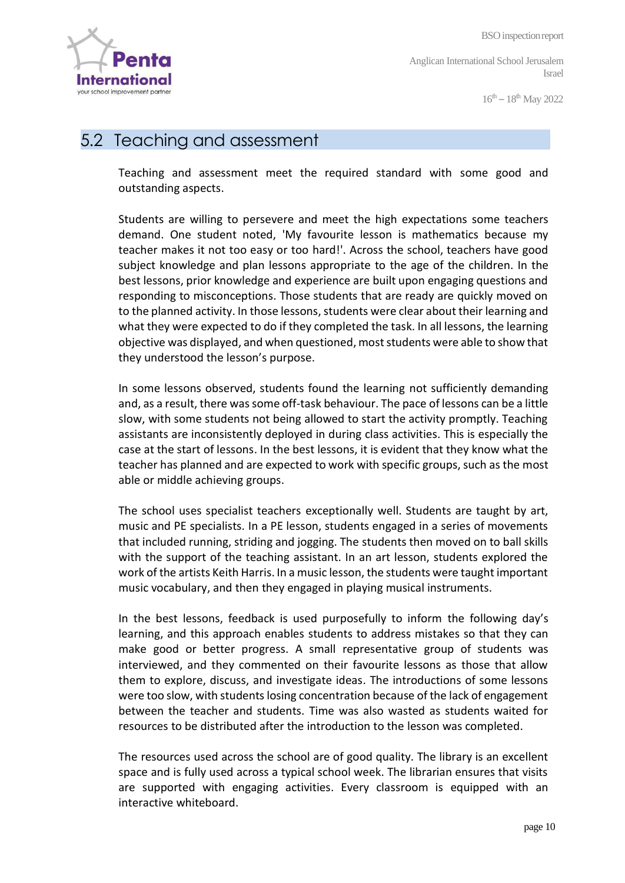## 5.2 Teaching and assessment

Teaching and assessment meet the required standard with some good and outstanding aspects.

Students are willing to persevere and meet the high expectations some teachers demand. One student noted, 'My favourite lesson is mathematics because my teacher makes it not too easy or too hard!'. Across the school, teachers have good subject knowledge and plan lessons appropriate to the age of the children. In the best lessons, prior knowledge and experience are built upon engaging questions and responding to misconceptions. Those students that are ready are quickly moved on to the planned activity. In those lessons, students were clear about their learning and what they were expected to do if they completed the task. In all lessons, the learning objective was displayed, and when questioned, most students were able to show that they understood the lesson's purpose.

In some lessons observed, students found the learning not sufficiently demanding and, as a result, there was some off-task behaviour. The pace of lessons can be a little slow, with some students not being allowed to start the activity promptly. Teaching assistants are inconsistently deployed in during class activities. This is especially the case at the start of lessons. In the best lessons, it is evident that they know what the teacher has planned and are expected to work with specific groups, such as the most able or middle achieving groups.

The school uses specialist teachers exceptionally well. Students are taught by art, music and PE specialists. In a PE lesson, students engaged in a series of movements that included running, striding and jogging. The students then moved on to ball skills with the support of the teaching assistant. In an art lesson, students explored the work of the artists Keith Harris. In a music lesson, the students were taught important music vocabulary, and then they engaged in playing musical instruments.

In the best lessons, feedback is used purposefully to inform the following day's learning, and this approach enables students to address mistakes so that they can make good or better progress. A small representative group of students was interviewed, and they commented on their favourite lessons as those that allow them to explore, discuss, and investigate ideas. The introductions of some lessons were too slow, with students losing concentration because of the lack of engagement between the teacher and students. Time was also wasted as students waited for resources to be distributed after the introduction to the lesson was completed.

The resources used across the school are of good quality. The library is an excellent space and is fully used across a typical school week. The librarian ensures that visits are supported with engaging activities. Every classroom is equipped with an interactive whiteboard.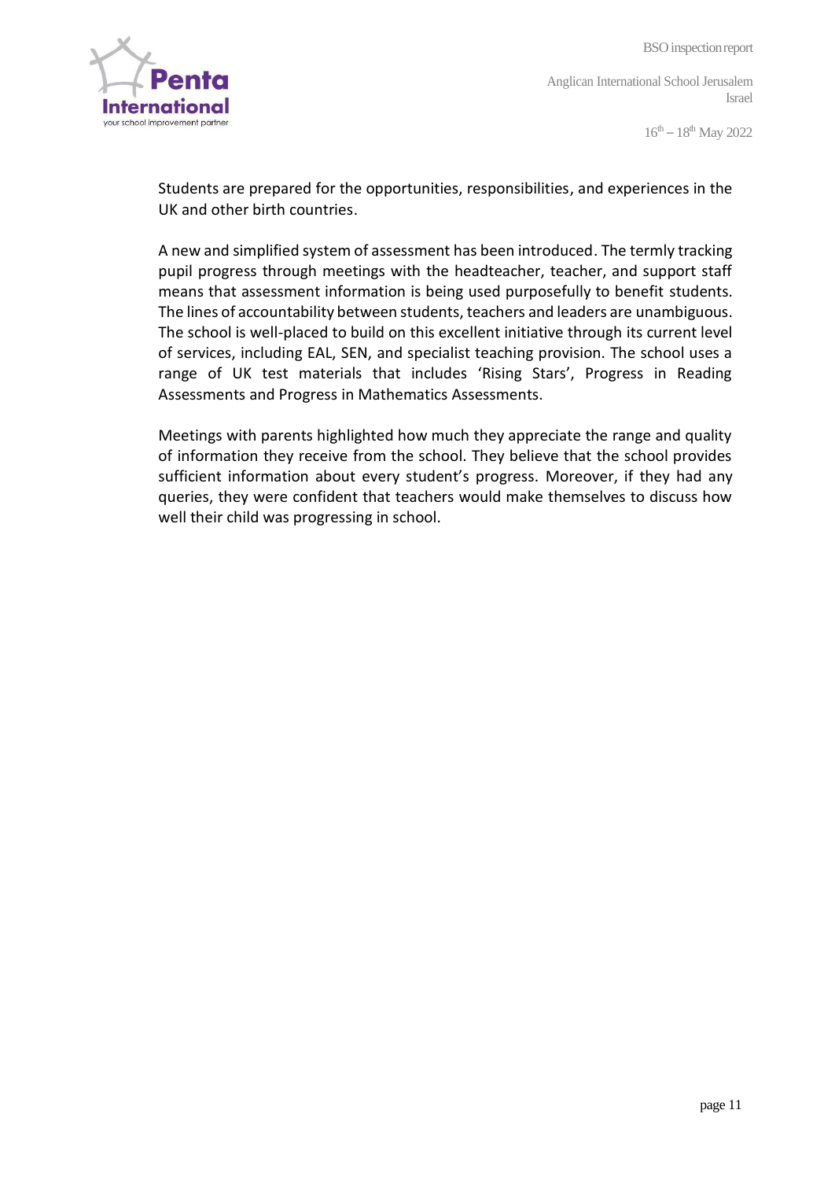Students are prepared for the opportunities, responsibilities, and experiences in the UK and other birth countries.

A new and simplified system of assessment has been introduced. The termly tracking pupil progress through meetings with the headteacher, teacher, and support staff means that assessment information is being used purposefully to benefit students. The lines of accountability between students, teachers and leaders are unambiguous. The school is well-placed to build on this excellent initiative through its current level of services, including EAL, SEN, and specialist teaching provision. The school uses a range of UK test materials that includes 'Rising Stars', Progress in Reading Assessments and Progress in Mathematics Assessments.

Meetings with parents highlighted how much they appreciate the range and quality of information they receive from the school. They believe that the school provides sufficient information about every student's progress. Moreover, if they had any queries, they were confident that teachers would make themselves to discuss how well their child was progressing in school.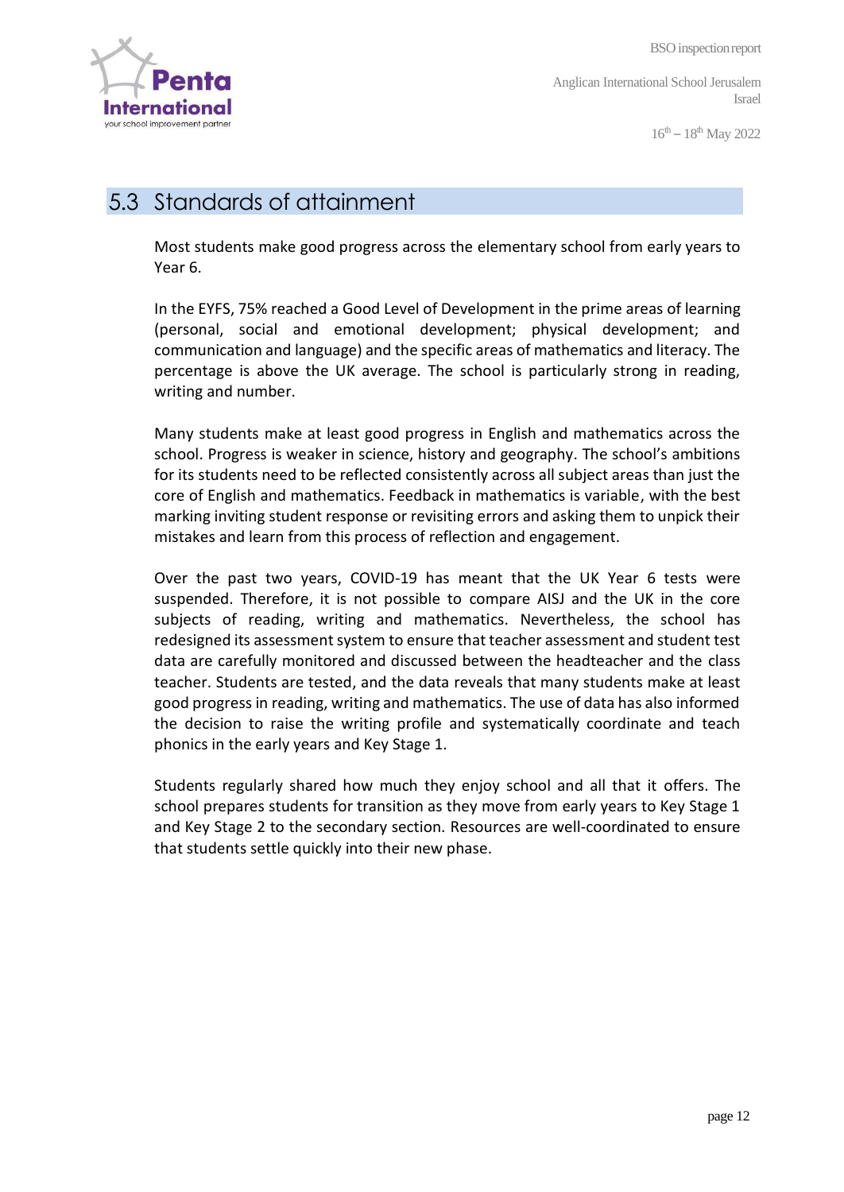## 5.3 Standards of attainment

Most students make good progress across the elementary school from early years to Year 6.

In the EYFS, 75% reached a Good Level of Development in the prime areas of learning (personal, social and emotional development; physical development; and communication and language) and the specific areas of mathematics and literacy. The percentage is above the UK average. The school is particularly strong in reading, writing and number.

Many students make at least good progress in English and mathematics across the school. Progress is weaker in science, history and geography. The school's ambitions for its students need to be reflected consistently across all subject areas than just the core of English and mathematics. Feedback in mathematics is variable, with the best marking inviting student response or revisiting errors and asking them to unpick their mistakes and learn from this process of reflection and engagement.

Over the past two years, COVID-19 has meant that the UK Year 6 tests were suspended. Therefore, it is not possible to compare AISJ and the UK in the core subjects of reading, writing and mathematics. Nevertheless, the school has redesigned its assessment system to ensure that teacher assessment and student test data are carefully monitored and discussed between the headteacher and the class teacher. Students are tested, and the data reveals that many students make at least good progress in reading, writing and mathematics. The use of data has also informed the decision to raise the writing profile and systematically coordinate and teach phonics in the early years and Key Stage 1.

Students regularly shared how much they enjoy school and all that it offers. The school prepares students for transition as they move from early years to Key Stage 1 and Key Stage 2 to the secondary section. Resources are well-coordinated to ensure that students settle quickly into their new phase.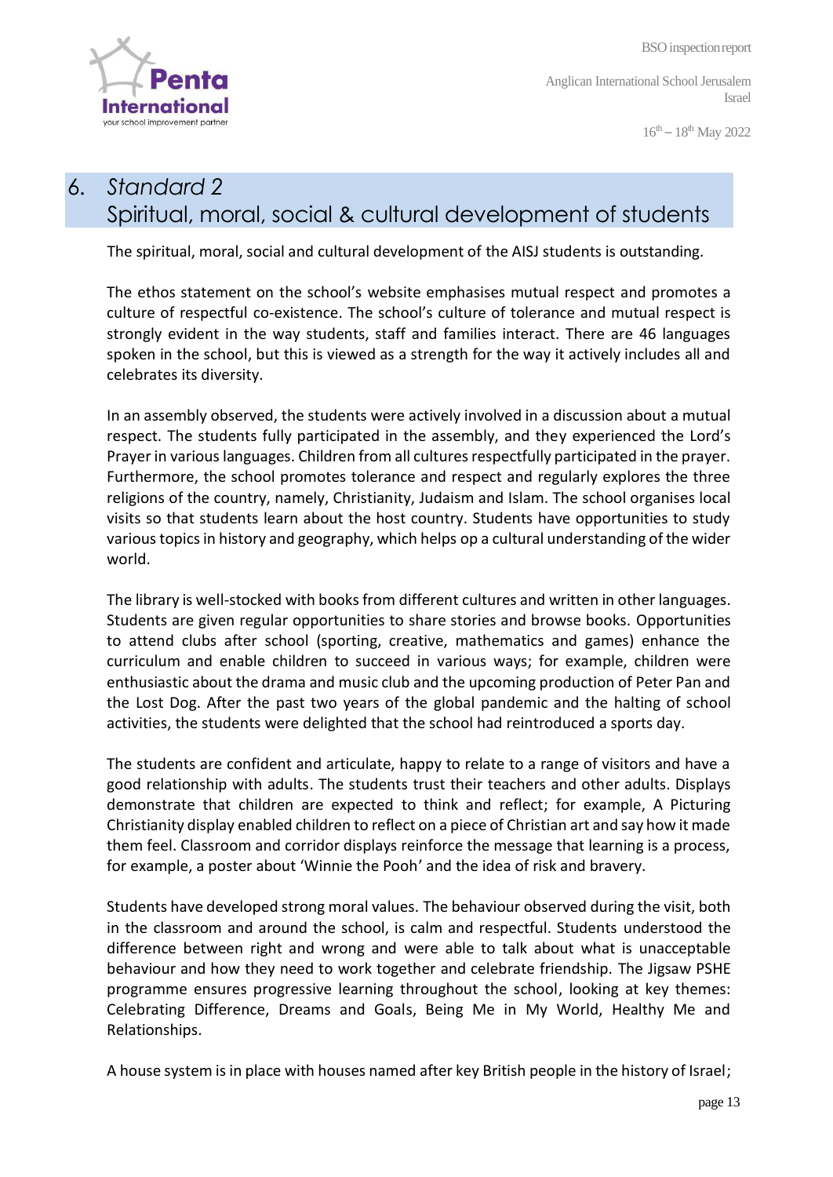## 6. *Standard 2*
## Spiritual, moral, social & cultural development of students

The spiritual, moral, social and cultural development of the AISJ students is outstanding.

The ethos statement on the school's website emphasises mutual respect and promotes a culture of respectful co-existence. The school's culture of tolerance and mutual respect is strongly evident in the way students, staff and families interact. There are 46 languages spoken in the school, but this is viewed as a strength for the way it actively includes all and celebrates its diversity.

In an assembly observed, the students were actively involved in a discussion about a mutual respect. The students fully participated in the assembly, and they experienced the Lord's Prayer in various languages. Children from all cultures respectfully participated in the prayer. Furthermore, the school promotes tolerance and respect and regularly explores the three religions of the country, namely, Christianity, Judaism and Islam. The school organises local visits so that students learn about the host country. Students have opportunities to study various topics in history and geography, which helps op a cultural understanding of the wider world.

The library is well-stocked with books from different cultures and written in other languages. Students are given regular opportunities to share stories and browse books. Opportunities to attend clubs after school (sporting, creative, mathematics and games) enhance the curriculum and enable children to succeed in various ways; for example, children were enthusiastic about the drama and music club and the upcoming production of Peter Pan and the Lost Dog. After the past two years of the global pandemic and the halting of school activities, the students were delighted that the school had reintroduced a sports day.

The students are confident and articulate, happy to relate to a range of visitors and have a good relationship with adults. The students trust their teachers and other adults. Displays demonstrate that children are expected to think and reflect; for example, A Picturing Christianity display enabled children to reflect on a piece of Christian art and say how it made them feel. Classroom and corridor displays reinforce the message that learning is a process, for example, a poster about 'Winnie the Pooh' and the idea of risk and bravery.

Students have developed strong moral values. The behaviour observed during the visit, both in the classroom and around the school, is calm and respectful. Students understood the difference between right and wrong and were able to talk about what is unacceptable behaviour and how they need to work together and celebrate friendship. The Jigsaw PSHE programme ensures progressive learning throughout the school, looking at key themes: Celebrating Difference, Dreams and Goals, Being Me in My World, Healthy Me and Relationships.

A house system is in place with houses named after key British people in the history of Israel;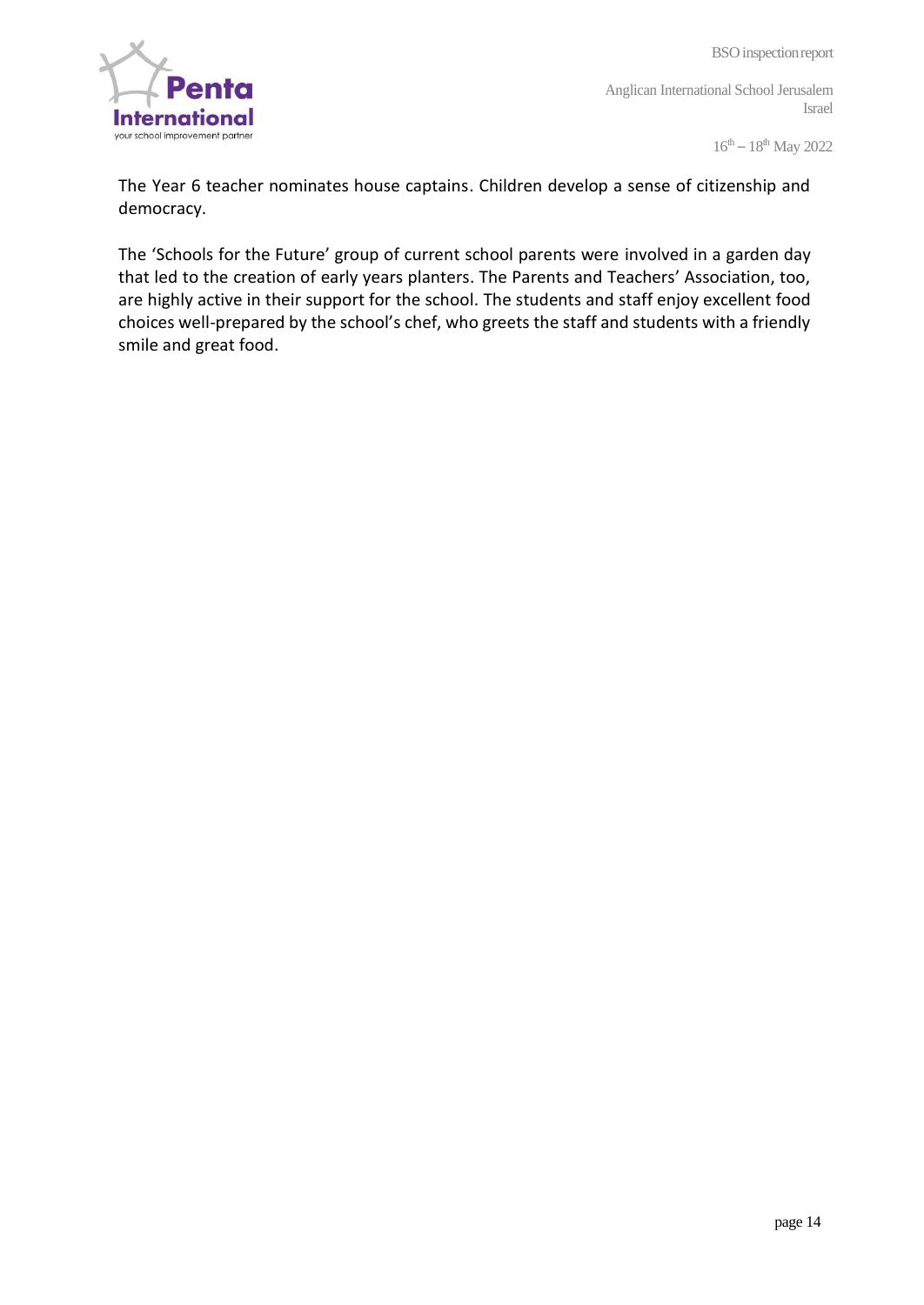The Year 6 teacher nominates house captains. Children develop a sense of citizenship and democracy.

The 'Schools for the Future' group of current school parents were involved in a garden day that led to the creation of early years planters. The Parents and Teachers' Association, too, are highly active in their support for the school. The students and staff enjoy excellent food choices well-prepared by the school's chef, who greets the staff and students with a friendly smile and great food.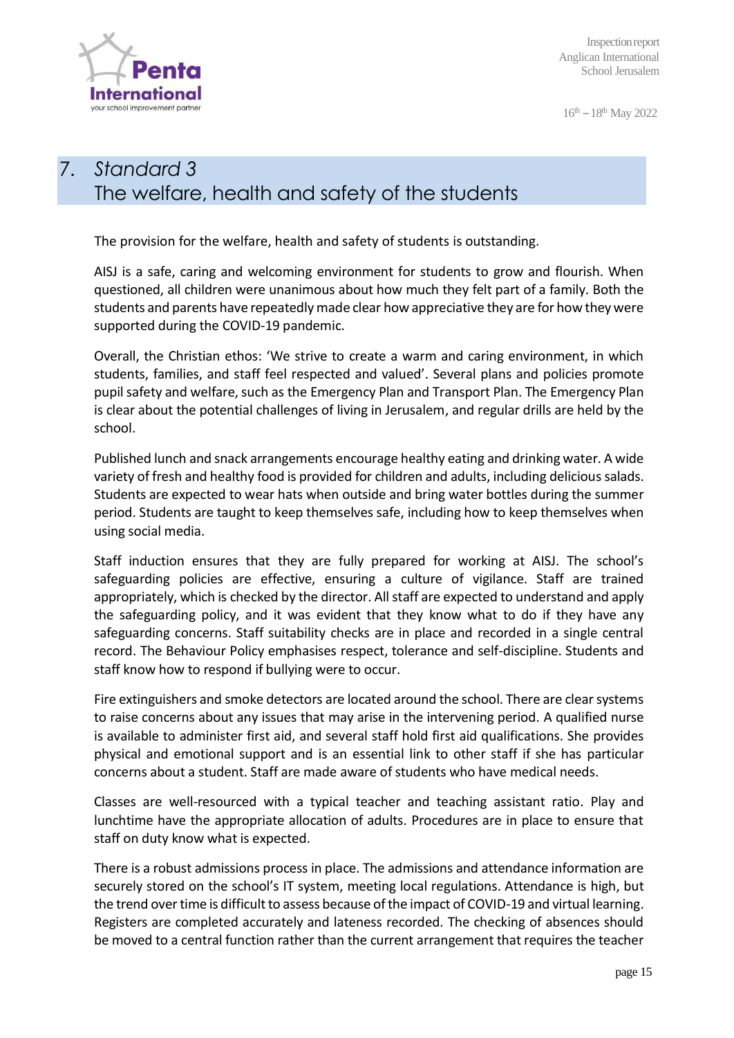# 7. *Standard 3*
# The welfare, health and safety of the students

The provision for the welfare, health and safety of students is outstanding.

AISJ is a safe, caring and welcoming environment for students to grow and flourish. When questioned, all children were unanimous about how much they felt part of a family. Both the students and parents have repeatedly made clear how appreciative they are for how they were supported during the COVID-19 pandemic.

Overall, the Christian ethos: 'We strive to create a warm and caring environment, in which students, families, and staff feel respected and valued'. Several plans and policies promote pupil safety and welfare, such as the Emergency Plan and Transport Plan. The Emergency Plan is clear about the potential challenges of living in Jerusalem, and regular drills are held by the school.

Published lunch and snack arrangements encourage healthy eating and drinking water. A wide variety of fresh and healthy food is provided for children and adults, including delicious salads. Students are expected to wear hats when outside and bring water bottles during the summer period. Students are taught to keep themselves safe, including how to keep themselves when using social media.

Staff induction ensures that they are fully prepared for working at AISJ. The school's safeguarding policies are effective, ensuring a culture of vigilance. Staff are trained appropriately, which is checked by the director. All staff are expected to understand and apply the safeguarding policy, and it was evident that they know what to do if they have any safeguarding concerns. Staff suitability checks are in place and recorded in a single central record. The Behaviour Policy emphasises respect, tolerance and self-discipline. Students and staff know how to respond if bullying were to occur.

Fire extinguishers and smoke detectors are located around the school. There are clear systems to raise concerns about any issues that may arise in the intervening period. A qualified nurse is available to administer first aid, and several staff hold first aid qualifications. She provides physical and emotional support and is an essential link to other staff if she has particular concerns about a student. Staff are made aware of students who have medical needs.

Classes are well-resourced with a typical teacher and teaching assistant ratio. Play and lunchtime have the appropriate allocation of adults. Procedures are in place to ensure that staff on duty know what is expected.

There is a robust admissions process in place. The admissions and attendance information are securely stored on the school's IT system, meeting local regulations. Attendance is high, but the trend over time is difficult to assess because of the impact of COVID-19 and virtual learning. Registers are completed accurately and lateness recorded. The checking of absences should be moved to a central function rather than the current arrangement that requires the teacher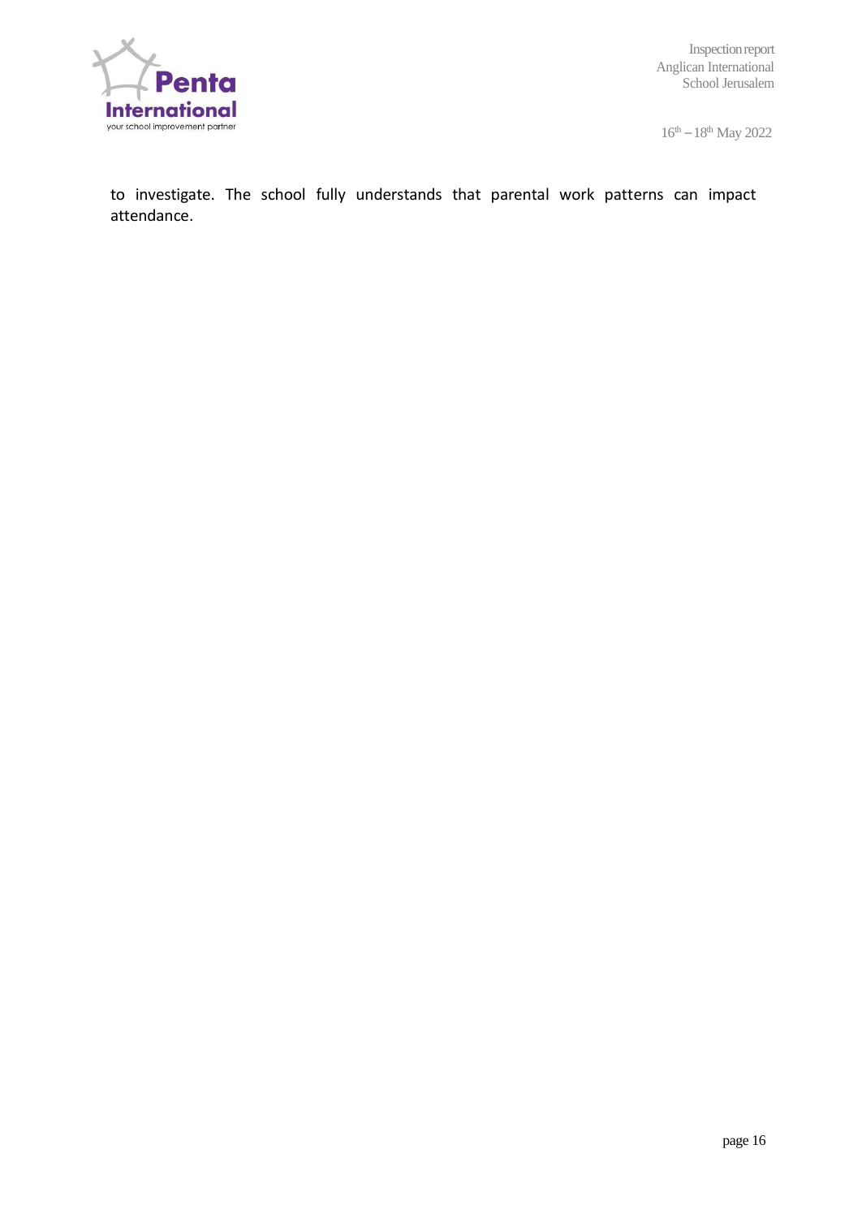to investigate. The school fully understands that parental work patterns can impact attendance.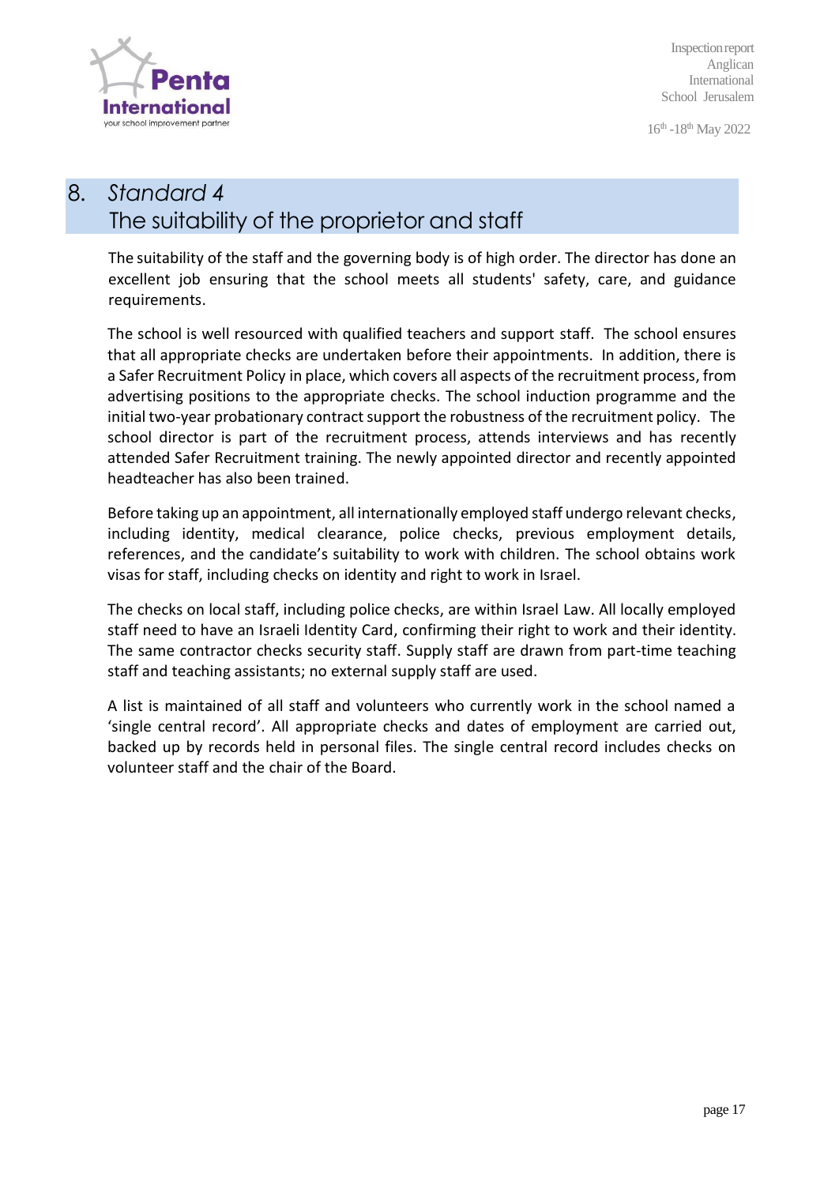## 8. *Standard 4* The suitability of the proprietor and staff

The suitability of the staff and the governing body is of high order. The director has done an excellent job ensuring that the school meets all students' safety, care, and guidance requirements.

The school is well resourced with qualified teachers and support staff. The school ensures that all appropriate checks are undertaken before their appointments. In addition, there is a Safer Recruitment Policy in place, which covers all aspects of the recruitment process, from advertising positions to the appropriate checks. The school induction programme and the initial two-year probationary contract support the robustness of the recruitment policy. The school director is part of the recruitment process, attends interviews and has recently attended Safer Recruitment training. The newly appointed director and recently appointed headteacher has also been trained.

Before taking up an appointment, all internationally employed staff undergo relevant checks, including identity, medical clearance, police checks, previous employment details, references, and the candidate's suitability to work with children. The school obtains work visas for staff, including checks on identity and right to work in Israel.

The checks on local staff, including police checks, are within Israel Law. All locally employed staff need to have an Israeli Identity Card, confirming their right to work and their identity. The same contractor checks security staff. Supply staff are drawn from part-time teaching staff and teaching assistants; no external supply staff are used.

A list is maintained of all staff and volunteers who currently work in the school named a 'single central record'. All appropriate checks and dates of employment are carried out, backed up by records held in personal files. The single central record includes checks on volunteer staff and the chair of the Board.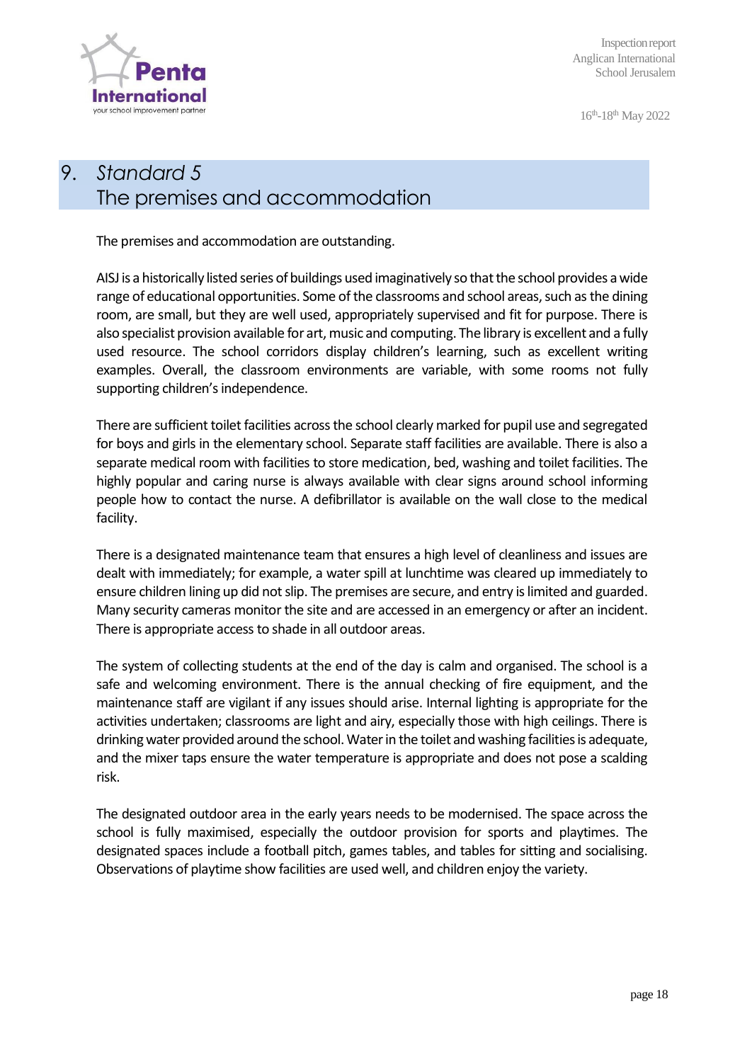## 9. *Standard 5*
## The premises and accommodation

The premises and accommodation are outstanding.

AISJ is a historically listed series of buildings used imaginatively so that the school provides a wide range of educational opportunities. Some of the classrooms and school areas, such as the dining room, are small, but they are well used, appropriately supervised and fit for purpose. There is also specialist provision available for art, music and computing. The library is excellent and a fully used resource. The school corridors display children's learning, such as excellent writing examples. Overall, the classroom environments are variable, with some rooms not fully supporting children's independence.

There are sufficient toilet facilities across the school clearly marked for pupil use and segregated for boys and girls in the elementary school. Separate staff facilities are available. There is also a separate medical room with facilities to store medication, bed, washing and toilet facilities. The highly popular and caring nurse is always available with clear signs around school informing people how to contact the nurse. A defibrillator is available on the wall close to the medical facility.

There is a designated maintenance team that ensures a high level of cleanliness and issues are dealt with immediately; for example, a water spill at lunchtime was cleared up immediately to ensure children lining up did not slip. The premises are secure, and entry is limited and guarded. Many security cameras monitor the site and are accessed in an emergency or after an incident. There is appropriate access to shade in all outdoor areas.

The system of collecting students at the end of the day is calm and organised. The school is a safe and welcoming environment. There is the annual checking of fire equipment, and the maintenance staff are vigilant if any issues should arise. Internal lighting is appropriate for the activities undertaken; classrooms are light and airy, especially those with high ceilings. There is drinking water provided around the school. Water in the toilet and washing facilities is adequate, and the mixer taps ensure the water temperature is appropriate and does not pose a scalding risk.

The designated outdoor area in the early years needs to be modernised. The space across the school is fully maximised, especially the outdoor provision for sports and playtimes. The designated spaces include a football pitch, games tables, and tables for sitting and socialising. Observations of playtime show facilities are used well, and children enjoy the variety.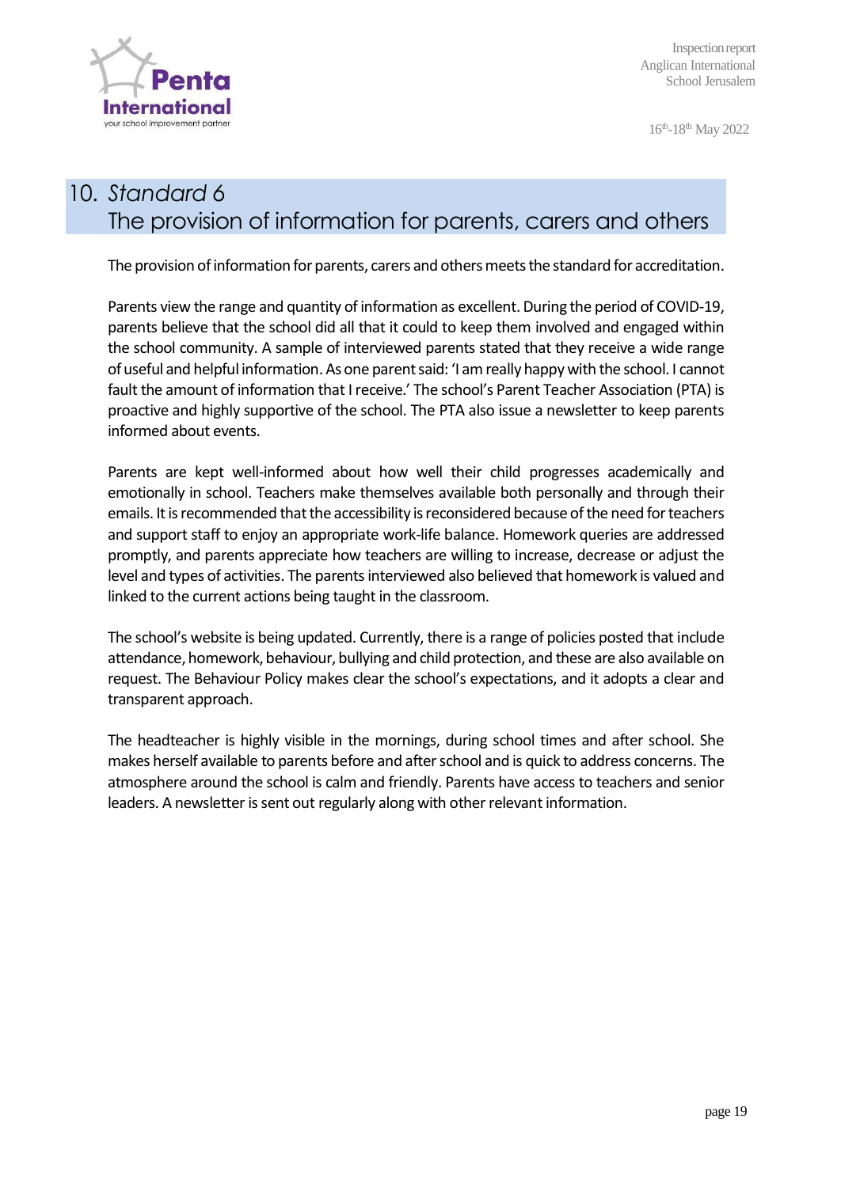## 10. *Standard 6* The provision of information for parents, carers and others

The provision of information for parents, carers and others meets the standard for accreditation.

Parents view the range and quantity of information as excellent. During the period of COVID-19, parents believe that the school did all that it could to keep them involved and engaged within the school community. A sample of interviewed parents stated that they receive a wide range of useful and helpful information. As one parent said: 'I am really happy with the school. I cannot fault the amount of information that I receive.' The school's Parent Teacher Association (PTA) is proactive and highly supportive of the school. The PTA also issue a newsletter to keep parents informed about events.

Parents are kept well-informed about how well their child progresses academically and emotionally in school. Teachers make themselves available both personally and through their emails. It is recommended that the accessibility is reconsidered because of the need for teachers and support staff to enjoy an appropriate work-life balance. Homework queries are addressed promptly, and parents appreciate how teachers are willing to increase, decrease or adjust the level and types of activities. The parents interviewed also believed that homework is valued and linked to the current actions being taught in the classroom.

The school's website is being updated. Currently, there is a range of policies posted that include attendance, homework, behaviour, bullying and child protection, and these are also available on request. The Behaviour Policy makes clear the school's expectations, and it adopts a clear and transparent approach.

The headteacher is highly visible in the mornings, during school times and after school. She makes herself available to parents before and after school and is quick to address concerns. The atmosphere around the school is calm and friendly. Parents have access to teachers and senior leaders. A newsletter is sent out regularly along with other relevant information.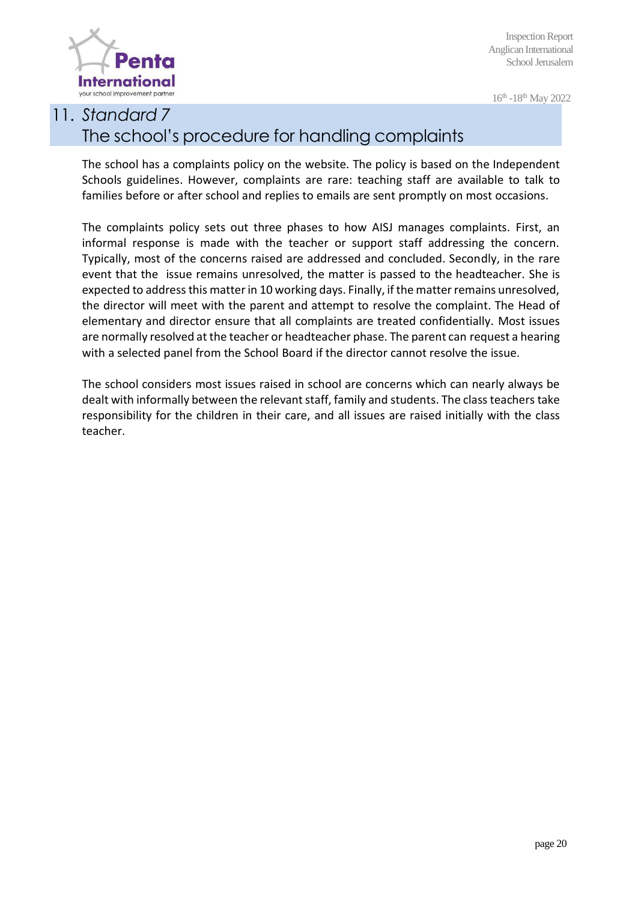## 11. *Standard 7* The school's procedure for handling complaints

The school has a complaints policy on the website. The policy is based on the Independent Schools guidelines. However, complaints are rare: teaching staff are available to talk to families before or after school and replies to emails are sent promptly on most occasions.

The complaints policy sets out three phases to how AISJ manages complaints. First, an informal response is made with the teacher or support staff addressing the concern. Typically, most of the concerns raised are addressed and concluded. Secondly, in the rare event that the issue remains unresolved, the matter is passed to the headteacher. She is expected to address this matter in 10 working days. Finally, if the matter remains unresolved, the director will meet with the parent and attempt to resolve the complaint. The Head of elementary and director ensure that all complaints are treated confidentially. Most issues are normally resolved at the teacher or headteacher phase. The parent can request a hearing with a selected panel from the School Board if the director cannot resolve the issue.

The school considers most issues raised in school are concerns which can nearly always be dealt with informally between the relevant staff, family and students. The class teachers take responsibility for the children in their care, and all issues are raised initially with the class teacher.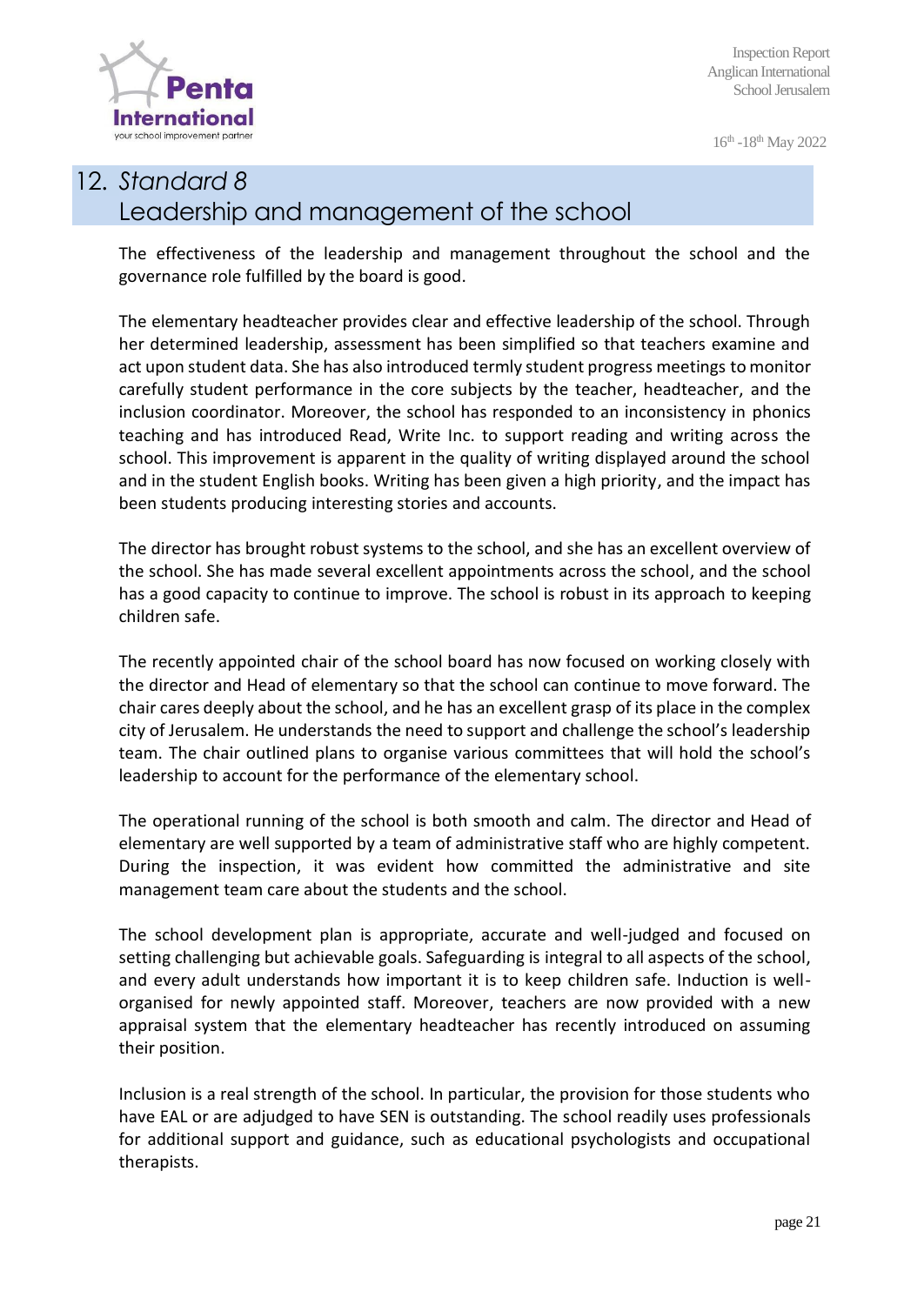## 12. *Standard 8*
## Leadership and management of the school

The effectiveness of the leadership and management throughout the school and the governance role fulfilled by the board is good.

The elementary headteacher provides clear and effective leadership of the school. Through her determined leadership, assessment has been simplified so that teachers examine and act upon student data. She has also introduced termly student progress meetings to monitor carefully student performance in the core subjects by the teacher, headteacher, and the inclusion coordinator. Moreover, the school has responded to an inconsistency in phonics teaching and has introduced Read, Write Inc. to support reading and writing across the school. This improvement is apparent in the quality of writing displayed around the school and in the student English books. Writing has been given a high priority, and the impact has been students producing interesting stories and accounts.

The director has brought robust systems to the school, and she has an excellent overview of the school. She has made several excellent appointments across the school, and the school has a good capacity to continue to improve. The school is robust in its approach to keeping children safe.

The recently appointed chair of the school board has now focused on working closely with the director and Head of elementary so that the school can continue to move forward. The chair cares deeply about the school, and he has an excellent grasp of its place in the complex city of Jerusalem. He understands the need to support and challenge the school's leadership team. The chair outlined plans to organise various committees that will hold the school's leadership to account for the performance of the elementary school.

The operational running of the school is both smooth and calm. The director and Head of elementary are well supported by a team of administrative staff who are highly competent. During the inspection, it was evident how committed the administrative and site management team care about the students and the school.

The school development plan is appropriate, accurate and well-judged and focused on setting challenging but achievable goals. Safeguarding is integral to all aspects of the school, and every adult understands how important it is to keep children safe. Induction is well-organised for newly appointed staff. Moreover, teachers are now provided with a new appraisal system that the elementary headteacher has recently introduced on assuming their position.

Inclusion is a real strength of the school. In particular, the provision for those students who have EAL or are adjudged to have SEN is outstanding. The school readily uses professionals for additional support and guidance, such as educational psychologists and occupational therapists.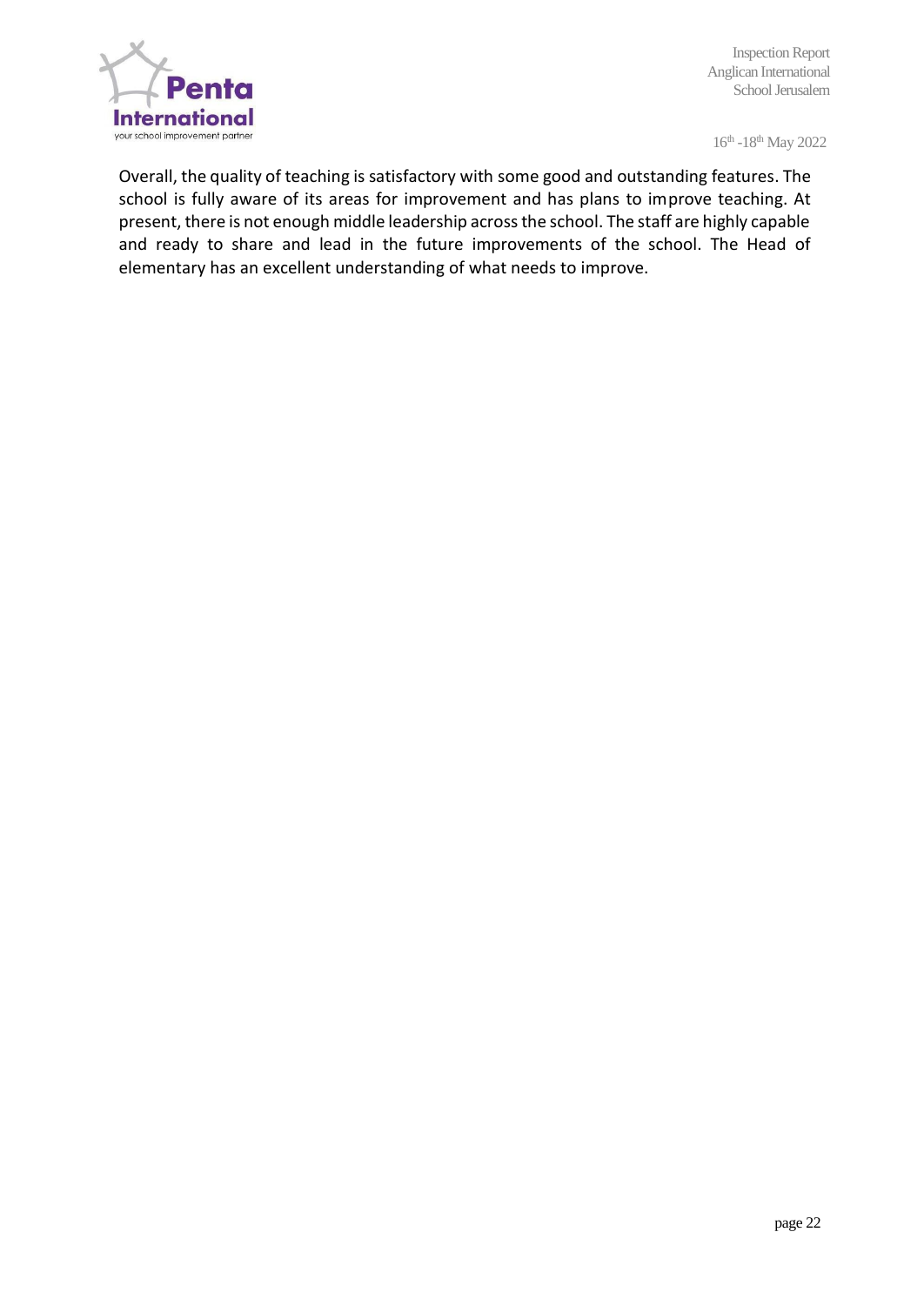Overall, the quality of teaching is satisfactory with some good and outstanding features. The school is fully aware of its areas for improvement and has plans to improve teaching. At present, there is not enough middle leadership across the school. The staff are highly capable and ready to share and lead in the future improvements of the school. The Head of elementary has an excellent understanding of what needs to improve.